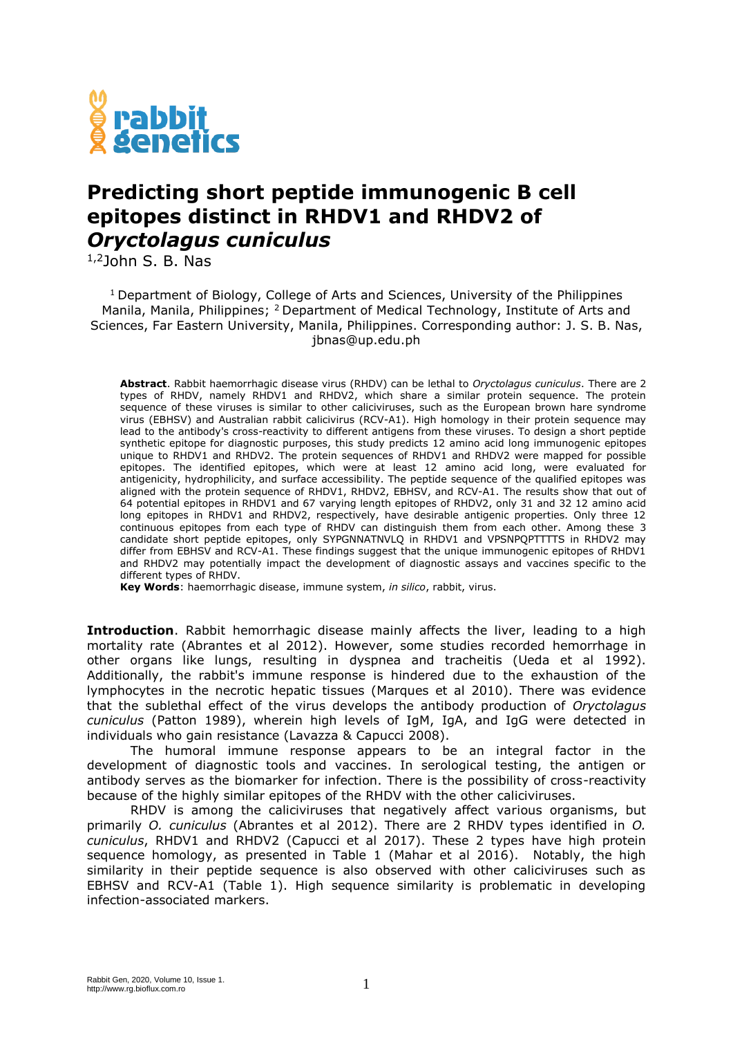# Predicting short peptide immunogenic B cell epitopes distinct in RHDV1 and RHDV2 of *Oryctolagus cuniculus*

[1,2]John S. B. Nas

[1] Department of Biology, College of Arts and Sciences, University of the Philippines Manila, Manila, Philippines; [2] Department of Medical Technology, Institute of Arts and Sciences, Far Eastern University, Manila, Philippines. Corresponding author: J. S. B. Nas, jbnas@up.edu.ph

**Abstract**. Rabbit haemorrhagic disease virus (RHDV) can be lethal to *Oryctolagus cuniculus*. There are 2 types of RHDV, namely RHDV1 and RHDV2, which share a similar protein sequence. The protein sequence of these viruses is similar to other caliciviruses, such as the European brown hare syndrome virus (EBHSV) and Australian rabbit calicivirus (RCV-A1). High homology in their protein sequence may lead to the antibody's cross-reactivity to different antigens from these viruses. To design a short peptide synthetic epitope for diagnostic purposes, this study predicts 12 amino acid long immunogenic epitopes unique to RHDV1 and RHDV2. The protein sequences of RHDV1 and RHDV2 were mapped for possible epitopes. The identified epitopes, which were at least 12 amino acid long, were evaluated for antigenicity, hydrophilicity, and surface accessibility. The peptide sequence of the qualified epitopes was aligned with the protein sequence of RHDV1, RHDV2, EBHSV, and RCV-A1. The results show that out of 64 potential epitopes in RHDV1 and 67 varying length epitopes of RHDV2, only 31 and 32 12 amino acid long epitopes in RHDV1 and RHDV2, respectively, have desirable antigenic properties. Only three 12 continuous epitopes from each type of RHDV can distinguish them from each other. Among these 3 candidate short peptide epitopes, only SYPGNNATNVLQ in RHDV1 and VPSNPQPTTTTS in RHDV2 may differ from EBHSV and RCV-A1. These findings suggest that the unique immunogenic epitopes of RHDV1 and RHDV2 may potentially impact the development of diagnostic assays and vaccines specific to the different types of RHDV.

**Key Words**: haemorrhagic disease, immune system, *in silico*, rabbit, virus.

**Introduction**. Rabbit hemorrhagic disease mainly affects the liver, leading to a high mortality rate (Abrantes et al 2012). However, some studies recorded hemorrhage in other organs like lungs, resulting in dyspnea and tracheitis (Ueda et al 1992). Additionally, the rabbit's immune response is hindered due to the exhaustion of the lymphocytes in the necrotic hepatic tissues (Marques et al 2010). There was evidence that the sublethal effect of the virus develops the antibody production of *Oryctolagus cuniculus* (Patton 1989), wherein high levels of IgM, IgA, and IgG were detected in individuals who gain resistance (Lavazza & Capucci 2008).

The humoral immune response appears to be an integral factor in the development of diagnostic tools and vaccines. In serological testing, the antigen or antibody serves as the biomarker for infection. There is the possibility of cross-reactivity because of the highly similar epitopes of the RHDV with the other caliciviruses.

RHDV is among the caliciviruses that negatively affect various organisms, but primarily *O. cuniculus* (Abrantes et al 2012). There are 2 RHDV types identified in *O. cuniculus*, RHDV1 and RHDV2 (Capucci et al 2017). These 2 types have high protein sequence homology, as presented in Table 1 (Mahar et al 2016). Notably, the high similarity in their peptide sequence is also observed with other caliciviruses such as EBHSV and RCV-A1 (Table 1). High sequence similarity is problematic in developing infection-associated markers.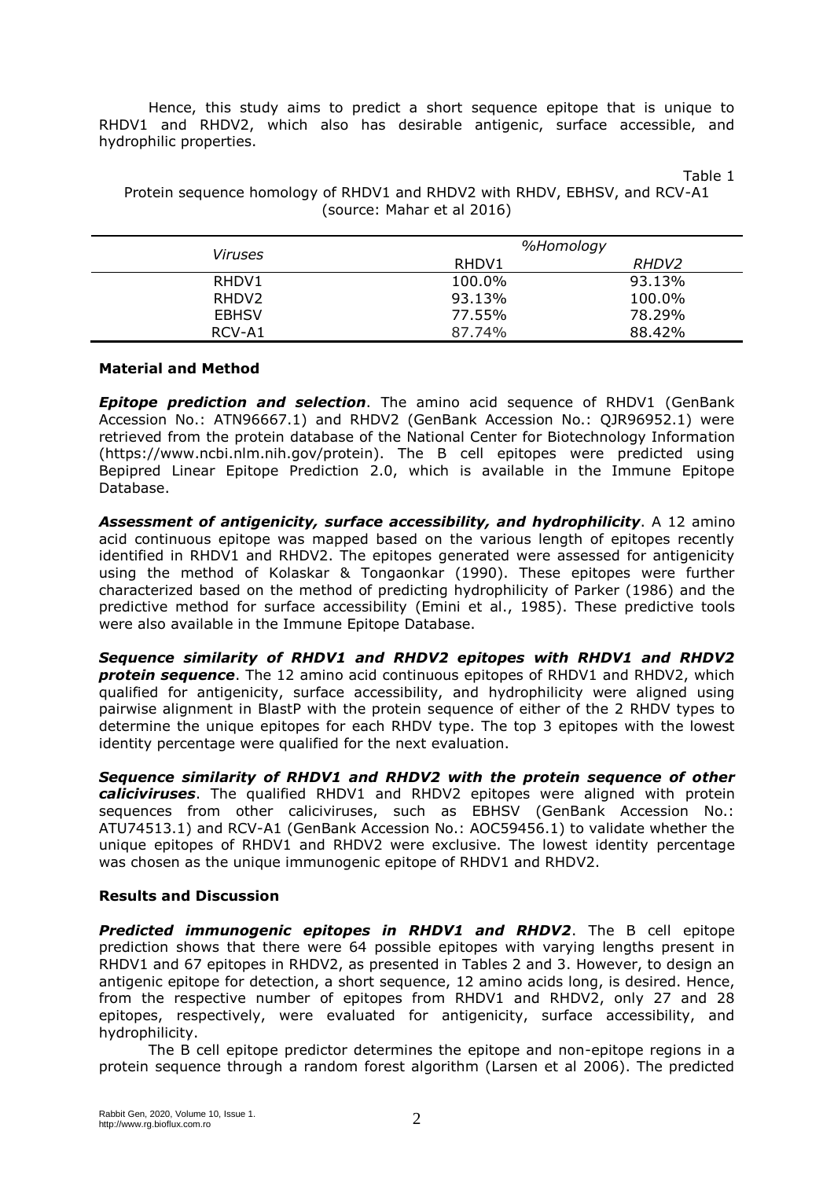Hence, this study aims to predict a short sequence epitope that is unique to RHDV1 and RHDV2, which also has desirable antigenic, surface accessible, and hydrophilic properties.

Table 1

Protein sequence homology of RHDV1 and RHDV2 with RHDV, EBHSV, and RCV-A1 (source: Mahar et al 2016)

| *Viruses* | *%Homology* | |
|---|---|---|
| | RHDV1 | *RHDV2* |
| RHDV1 | 100.0% | 93.13% |
| RHDV2 | 93.13% | 100.0% |
| EBHSV | 77.55% | 78.29% |
| RCV-A1 | 87.74% | 88.42% |

## Material and Method

***Epitope prediction and selection***. The amino acid sequence of RHDV1 (GenBank Accession No.: ATN96667.1) and RHDV2 (GenBank Accession No.: QJR96952.1) were retrieved from the protein database of the National Center for Biotechnology Information (https://www.ncbi.nlm.nih.gov/protein). The B cell epitopes were predicted using Bepipred Linear Epitope Prediction 2.0, which is available in the Immune Epitope Database.

***Assessment of antigenicity, surface accessibility, and hydrophilicity***. A 12 amino acid continuous epitope was mapped based on the various length of epitopes recently identified in RHDV1 and RHDV2. The epitopes generated were assessed for antigenicity using the method of Kolaskar & Tongaonkar (1990). These epitopes were further characterized based on the method of predicting hydrophilicity of Parker (1986) and the predictive method for surface accessibility (Emini et al., 1985). These predictive tools were also available in the Immune Epitope Database.

***Sequence similarity of RHDV1 and RHDV2 epitopes with RHDV1 and RHDV2 protein sequence***. The 12 amino acid continuous epitopes of RHDV1 and RHDV2, which qualified for antigenicity, surface accessibility, and hydrophilicity were aligned using pairwise alignment in BlastP with the protein sequence of either of the 2 RHDV types to determine the unique epitopes for each RHDV type. The top 3 epitopes with the lowest identity percentage were qualified for the next evaluation.

***Sequence similarity of RHDV1 and RHDV2 with the protein sequence of other caliciviruses***. The qualified RHDV1 and RHDV2 epitopes were aligned with protein sequences from other caliciviruses, such as EBHSV (GenBank Accession No.: ATU74513.1) and RCV-A1 (GenBank Accession No.: AOC59456.1) to validate whether the unique epitopes of RHDV1 and RHDV2 were exclusive. The lowest identity percentage was chosen as the unique immunogenic epitope of RHDV1 and RHDV2.

## Results and Discussion

***Predicted immunogenic epitopes in RHDV1 and RHDV2***. The B cell epitope prediction shows that there were 64 possible epitopes with varying lengths present in RHDV1 and 67 epitopes in RHDV2, as presented in Tables 2 and 3. However, to design an antigenic epitope for detection, a short sequence, 12 amino acids long, is desired. Hence, from the respective number of epitopes from RHDV1 and RHDV2, only 27 and 28 epitopes, respectively, were evaluated for antigenicity, surface accessibility, and hydrophilicity.

The B cell epitope predictor determines the epitope and non-epitope regions in a protein sequence through a random forest algorithm (Larsen et al 2006). The predicted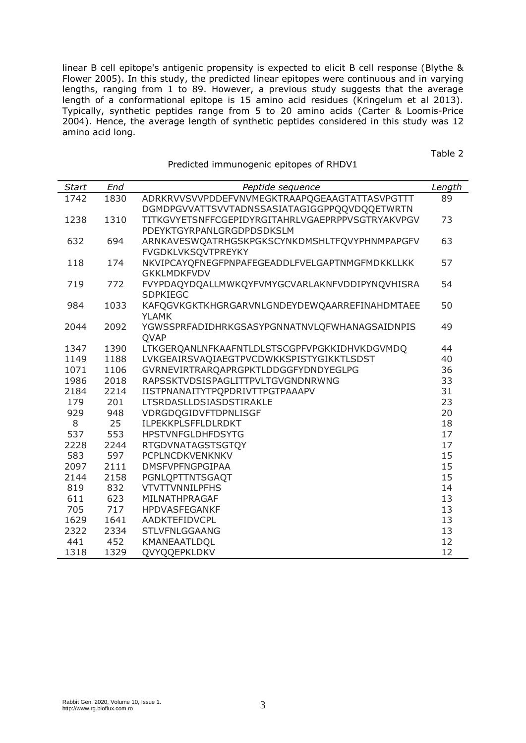linear B cell epitope's antigenic propensity is expected to elicit B cell response (Blythe & Flower 2005). In this study, the predicted linear epitopes were continuous and in varying lengths, ranging from 1 to 89. However, a previous study suggests that the average length of a conformational epitope is 15 amino acid residues (Kringelum et al 2013). Typically, synthetic peptides range from 5 to 20 amino acids (Carter & Loomis-Price 2004). Hence, the average length of synthetic peptides considered in this study was 12 amino acid long.

Table 2

Predicted immunogenic epitopes of RHDV1

| *Start* | *End* | *Peptide sequence* | *Length* |
|---|---|---|---|
| 1742 | 1830 | ADRKRVVSVVPDDEFVNVMEGKTRAAPQGEAAGTATTASVPGTTTDGMDPGVVATTSVVTADNSSASIATAGIGGPPQQVDQQETWRTN | 89 |
| 1238 | 1310 | TITKGVYETSNFFCGEPIDYRGITAHRLVGAEPRPPVSGTRYAKVPGVPDEYKTGYRPANLGRGDPDSDKSLM | 73 |
| 632 | 694 | ARNKAVESWQATRHGSKPGKSCYNKDMSHLTFQVYPHNMPAPGFVFVGDKLVKSQVTPREYKY | 63 |
| 118 | 174 | NKVIPCAYQFNEGFPNPAFEGEADDLFVELGAPTNMGFMDKKLLKKGKKLMDKFVDV | 57 |
| 719 | 772 | FVYPDAQYDQALLMWKQYFVMYGCVARLAKNFVDDIPYNQVHISRASDPKIEGC | 54 |
| 984 | 1033 | KAFQGVKGKTKHGRGARVNLGNDEYDEWQAARREFINAHDMTAEEYLAMK | 50 |
| 2044 | 2092 | YGWSSPRFADIDHRKGSASYPGNNATNVLQFWHANAGSAIDNPISQVAP | 49 |
| 1347 | 1390 | LTKGERQANLNFKAAFNTLDLSTSCGPFVPGKKIDHVKDGVMDQ | 44 |
| 1149 | 1188 | LVKGEAIRSVAQIAEGTPVCDWKKSPISTYGIKKTLSDST | 40 |
| 1071 | 1106 | GVRNEVIRTRARQAPRGPKTLDDGGFYDNDYEGLPG | 36 |
| 1986 | 2018 | RAPSSKTVDSISPAGLITTPVLTGVGNDNRWNG | 33 |
| 2184 | 2214 | IISTPNANAITYTPQPDRIVTTPGTPAAAPV | 31 |
| 179 | 201 | LTSRDASLLDSIASDSTIRAKLE | 23 |
| 929 | 948 | VDRGDQGIDVFTDPNLISGF | 20 |
| 8 | 25 | ILPEKKPLSFFLDLRDKT | 18 |
| 537 | 553 | HPSTVNFGLDHFDSYTG | 17 |
| 2228 | 2244 | RTGDVNATAGSTSGTQY | 17 |
| 583 | 597 | PCPLNCDKVENKNKV | 15 |
| 2097 | 2111 | DMSFVPFNGPGIPAA | 15 |
| 2144 | 2158 | PGNLQPTTNTSGAQT | 15 |
| 819 | 832 | VTVTTVNNILPFHS | 14 |
| 611 | 623 | MILNATHPRAGAF | 13 |
| 705 | 717 | HPDVASFEGANKF | 13 |
| 1629 | 1641 | AADKTEFIDVCPL | 13 |
| 2322 | 2334 | STLVFNLGGAANG | 13 |
| 441 | 452 | KMANEAATLDQL | 12 |
| 1318 | 1329 | QVYQQEPKLDKV | 12 |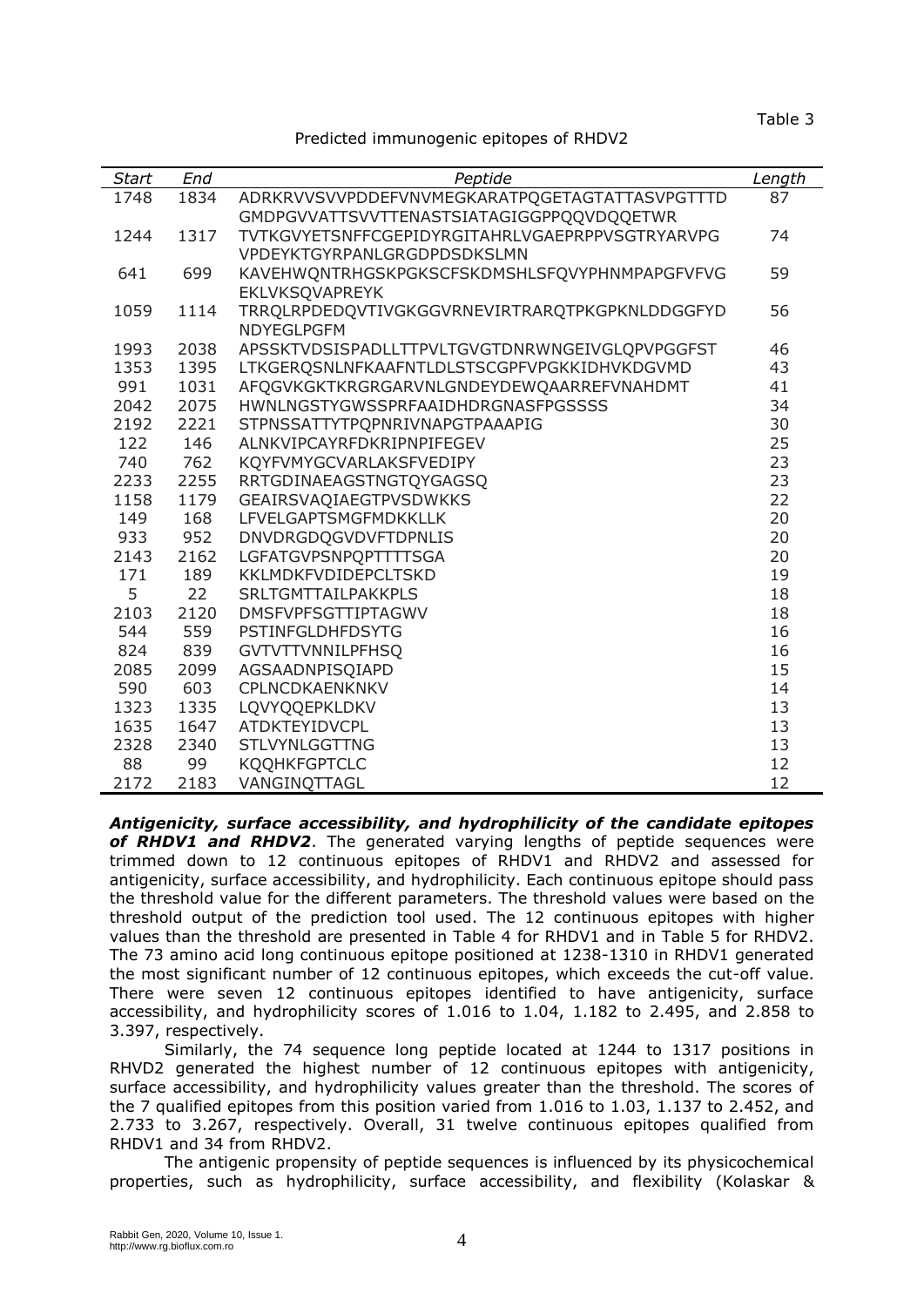Table 3

Predicted immunogenic epitopes of RHDV2

| *Start* | *End* | *Peptide* | *Length* |
|---|---|---|---|
| 1748 | 1834 | ADRKRVVSVVPDDEFVNVMEGKARATPQGETAGTATTASVPGTTTD GMDPGVVATTSVVTTENASTSIATAGIGGPPQQVDQQETWR | 87 |
| 1244 | 1317 | TVTKGVYETSNFFCGEPIDYRGITAHRLVGAEPRPPVSGTRYARVPG VPDEYKTGYRPANLGRGDPDSDKSLMN | 74 |
| 641 | 699 | KAVEHWQNTRHGSKPGKSCFSKDMSHLSFQVYPHNMPAPGFVFVG EKLVKSQVAPREYK | 59 |
| 1059 | 1114 | TRRQLRPDEDQVTIVGKGGVRNEVIRTRARQTPKGPKNLDDGGFYD NDYEGLPGFM | 56 |
| 1993 | 2038 | APSSKTVDSISPADLLTTPVLTGVGTDNRWNGEIVGLQPVPGGFST | 46 |
| 1353 | 1395 | LTKGERQSNLNFKAAFNTLDLSTSCGPFVPGKKIDHVKDGVMD | 43 |
| 991 | 1031 | AFQGVKGKTKRGRGARVNLGNDEYDEWQAARREFVNAHDMT | 41 |
| 2042 | 2075 | HWNLNGSTYGWSSPRFAAIDHDRGNASFPGSSSS | 34 |
| 2192 | 2221 | STPNSSATTYTPQPNRIVNAPGTPAAAPIG | 30 |
| 122 | 146 | ALNKVIPCAYRFDKRIPNPIFEGEV | 25 |
| 740 | 762 | KQYFVMYGCVARLAKSFVEDIPY | 23 |
| 2233 | 2255 | RRTGDINAEAGSTNGTQYGAGSQ | 23 |
| 1158 | 1179 | GEAIRSVAQIAEGTPVSDWKKS | 22 |
| 149 | 168 | LFVELGAPTSMGFMDKKLLK | 20 |
| 933 | 952 | DNVDRGDQGVDVFTDPNLIS | 20 |
| 2143 | 2162 | LGFATGVPSNPQPTTTTSGA | 20 |
| 171 | 189 | KKLMDKFVDIDEPCLTSKD | 19 |
| 5 | 22 | SRLTGMTTAILPAKKPLS | 18 |
| 2103 | 2120 | DMSFVPFSGTTIPTAGWV | 18 |
| 544 | 559 | PSTINFGLDHFDSYTG | 16 |
| 824 | 839 | GVTVTTVNNILPFHSQ | 16 |
| 2085 | 2099 | AGSAADNPISQIAPD | 15 |
| 590 | 603 | CPLNCDKAENKNKV | 14 |
| 1323 | 1335 | LQVYQQEPKLDKV | 13 |
| 1635 | 1647 | ATDKTEYIDVCPL | 13 |
| 2328 | 2340 | STLVYNLGGTTNG | 13 |
| 88 | 99 | KQQHKFGPTCLC | 12 |
| 2172 | 2183 | VANGINQTTAGL | 12 |

***Antigenicity, surface accessibility, and hydrophilicity of the candidate epitopes of RHDV1 and RHDV2***. The generated varying lengths of peptide sequences were trimmed down to 12 continuous epitopes of RHDV1 and RHDV2 and assessed for antigenicity, surface accessibility, and hydrophilicity. Each continuous epitope should pass the threshold value for the different parameters. The threshold values were based on the threshold output of the prediction tool used. The 12 continuous epitopes with higher values than the threshold are presented in Table 4 for RHDV1 and in Table 5 for RHDV2. The 73 amino acid long continuous epitope positioned at 1238-1310 in RHDV1 generated the most significant number of 12 continuous epitopes, which exceeds the cut-off value. There were seven 12 continuous epitopes identified to have antigenicity, surface accessibility, and hydrophilicity scores of 1.016 to 1.04, 1.182 to 2.495, and 2.858 to 3.397, respectively.

Similarly, the 74 sequence long peptide located at 1244 to 1317 positions in RHVD2 generated the highest number of 12 continuous epitopes with antigenicity, surface accessibility, and hydrophilicity values greater than the threshold. The scores of the 7 qualified epitopes from this position varied from 1.016 to 1.03, 1.137 to 2.452, and 2.733 to 3.267, respectively. Overall, 31 twelve continuous epitopes qualified from RHDV1 and 34 from RHDV2.

The antigenic propensity of peptide sequences is influenced by its physicochemical properties, such as hydrophilicity, surface accessibility, and flexibility (Kolaskar &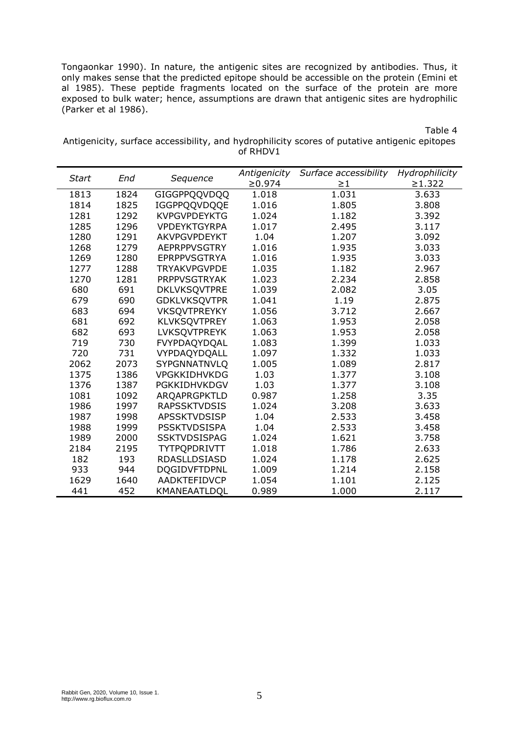Tongaonkar 1990). In nature, the antigenic sites are recognized by antibodies. Thus, it only makes sense that the predicted epitope should be accessible on the protein (Emini et al 1985). These peptide fragments located on the surface of the protein are more exposed to bulk water; hence, assumptions are drawn that antigenic sites are hydrophilic (Parker et al 1986).

Table 4

Antigenicity, surface accessibility, and hydrophilicity scores of putative antigenic epitopes of RHDV1

| *Start* | *End* | *Sequence* | *Antigenicity* ≥0.974 | *Surface accessibility* ≥1 | *Hydrophilicity* ≥1.322 |
|---|---|---|---|---|---|
| 1813 | 1824 | GIGGPPQQVDQQ | 1.018 | 1.031 | 3.633 |
| 1814 | 1825 | IGGPPQQVDQQE | 1.016 | 1.805 | 3.808 |
| 1281 | 1292 | KVPGVPDEYKTG | 1.024 | 1.182 | 3.392 |
| 1285 | 1296 | VPDEYKTGYRPA | 1.017 | 2.495 | 3.117 |
| 1280 | 1291 | AKVPGVPDEYKT | 1.04 | 1.207 | 3.092 |
| 1268 | 1279 | AEPRPPVSGTRY | 1.016 | 1.935 | 3.033 |
| 1269 | 1280 | EPRPPVSGTRYA | 1.016 | 1.935 | 3.033 |
| 1277 | 1288 | TRYAKVPGVPDE | 1.035 | 1.182 | 2.967 |
| 1270 | 1281 | PRPPVSGTRYAK | 1.023 | 2.234 | 2.858 |
| 680 | 691 | DKLVKSQVTPRE | 1.039 | 2.082 | 3.05 |
| 679 | 690 | GDKLVKSQVTPR | 1.041 | 1.19 | 2.875 |
| 683 | 694 | VKSQVTPREYKY | 1.056 | 3.712 | 2.667 |
| 681 | 692 | KLVKSQVTPREY | 1.063 | 1.953 | 2.058 |
| 682 | 693 | LVKSQVTPREYK | 1.063 | 1.953 | 2.058 |
| 719 | 730 | FVYPDAQYDQAL | 1.083 | 1.399 | 1.033 |
| 720 | 731 | VYPDAQYDQALL | 1.097 | 1.332 | 1.033 |
| 2062 | 2073 | SYPGNNATNVLQ | 1.005 | 1.089 | 2.817 |
| 1375 | 1386 | VPGKKIDHVKDG | 1.03 | 1.377 | 3.108 |
| 1376 | 1387 | PGKKIDHVKDGV | 1.03 | 1.377 | 3.108 |
| 1081 | 1092 | ARQAPRGPKTLD | 0.987 | 1.258 | 3.35 |
| 1986 | 1997 | RAPSSKTVDSIS | 1.024 | 3.208 | 3.633 |
| 1987 | 1998 | APSSKTVDSISP | 1.04 | 2.533 | 3.458 |
| 1988 | 1999 | PSSKTVDSISPA | 1.04 | 2.533 | 3.458 |
| 1989 | 2000 | SSKTVDSISPAG | 1.024 | 1.621 | 3.758 |
| 2184 | 2195 | TYTPQPDRIVTT | 1.018 | 1.786 | 2.633 |
| 182 | 193 | RDASLLDSIASD | 1.024 | 1.178 | 2.625 |
| 933 | 944 | DQGIDVFTDPNL | 1.009 | 1.214 | 2.158 |
| 1629 | 1640 | AADKTEFIDVCP | 1.054 | 1.101 | 2.125 |
| 441 | 452 | KMANEAATLDQL | 0.989 | 1.000 | 2.117 |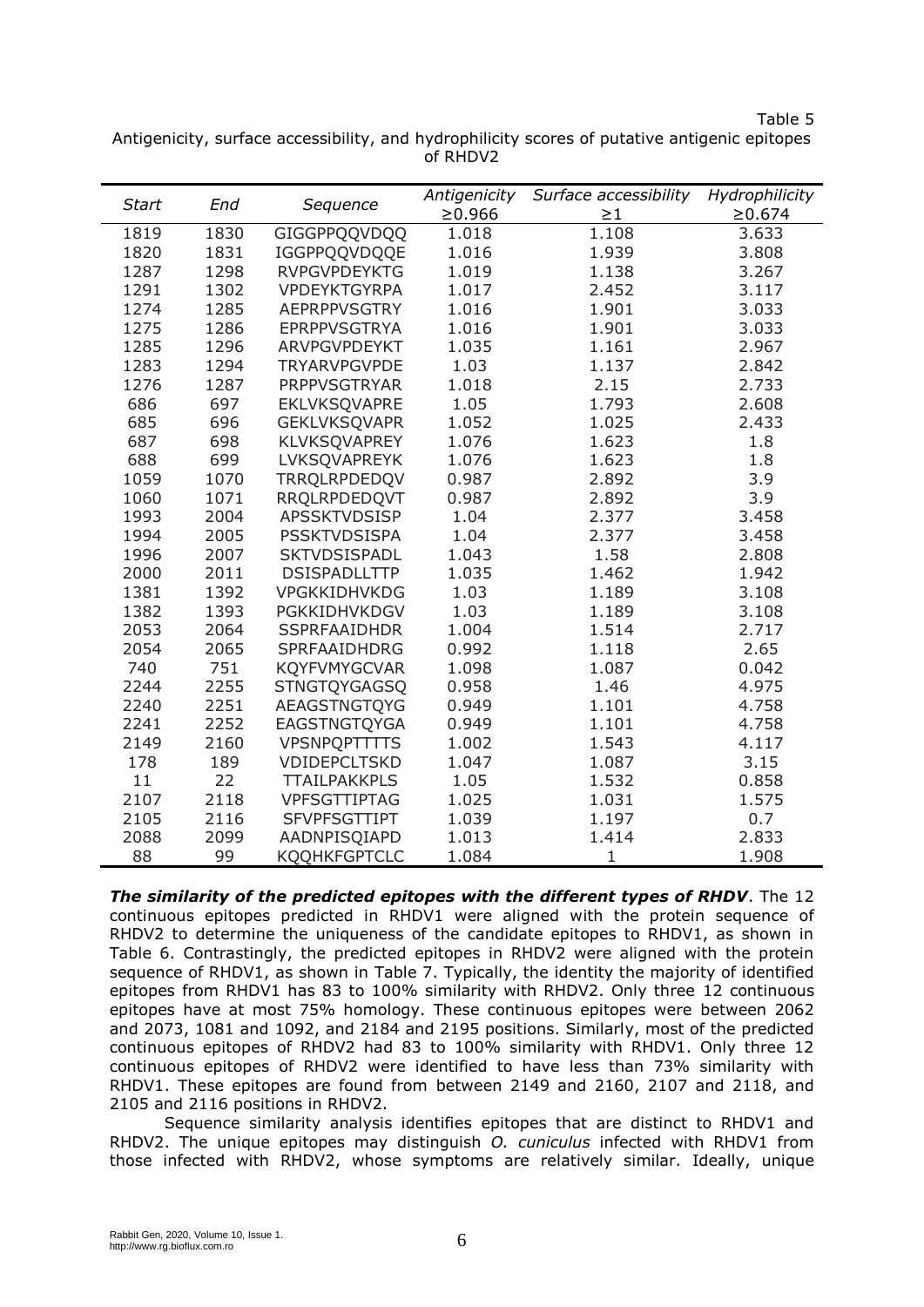Table 5

Antigenicity, surface accessibility, and hydrophilicity scores of putative antigenic epitopes of RHDV2

| *Start* | *End* | *Sequence* | *Antigenicity* ≥0.966 | *Surface accessibility* ≥1 | *Hydrophilicity* ≥0.674 |
|---|---|---|---|---|---|
| 1819 | 1830 | GIGGPPQQVDQQ | 1.018 | 1.108 | 3.633 |
| 1820 | 1831 | IGGPPQQVDQQE | 1.016 | 1.939 | 3.808 |
| 1287 | 1298 | RVPGVPDEYKTG | 1.019 | 1.138 | 3.267 |
| 1291 | 1302 | VPDEYKTGYRPA | 1.017 | 2.452 | 3.117 |
| 1274 | 1285 | AEPRPPVSGTRY | 1.016 | 1.901 | 3.033 |
| 1275 | 1286 | EPRPPVSGTRYA | 1.016 | 1.901 | 3.033 |
| 1285 | 1296 | ARVPGVPDEYKT | 1.035 | 1.161 | 2.967 |
| 1283 | 1294 | TRYARVPGVPDE | 1.03 | 1.137 | 2.842 |
| 1276 | 1287 | PRPPVSGTRYAR | 1.018 | 2.15 | 2.733 |
| 686 | 697 | EKLVKSQVAPRE | 1.05 | 1.793 | 2.608 |
| 685 | 696 | GEKLVKSQVAPR | 1.052 | 1.025 | 2.433 |
| 687 | 698 | KLVKSQVAPREY | 1.076 | 1.623 | 1.8 |
| 688 | 699 | LVKSQVAPREYK | 1.076 | 1.623 | 1.8 |
| 1059 | 1070 | TRRQLRPDEDQV | 0.987 | 2.892 | 3.9 |
| 1060 | 1071 | RRQLRPDEDQVT | 0.987 | 2.892 | 3.9 |
| 1993 | 2004 | APSSKTVDSISP | 1.04 | 2.377 | 3.458 |
| 1994 | 2005 | PSSKTVDSISPA | 1.04 | 2.377 | 3.458 |
| 1996 | 2007 | SKTVDSISPADL | 1.043 | 1.58 | 2.808 |
| 2000 | 2011 | DSISPADLLTTP | 1.035 | 1.462 | 1.942 |
| 1381 | 1392 | VPGKKIDHVKDG | 1.03 | 1.189 | 3.108 |
| 1382 | 1393 | PGKKIDHVKDGV | 1.03 | 1.189 | 3.108 |
| 2053 | 2064 | SSPRFAAIDHDR | 1.004 | 1.514 | 2.717 |
| 2054 | 2065 | SPRFAAIDHDRG | 0.992 | 1.118 | 2.65 |
| 740 | 751 | KQYFVMYGCVAR | 1.098 | 1.087 | 0.042 |
| 2244 | 2255 | STNGTQYGAGSQ | 0.958 | 1.46 | 4.975 |
| 2240 | 2251 | AEAGSTNGTQYG | 0.949 | 1.101 | 4.758 |
| 2241 | 2252 | EAGSTNGTQYGA | 0.949 | 1.101 | 4.758 |
| 2149 | 2160 | VPSNPQPTTTTS | 1.002 | 1.543 | 4.117 |
| 178 | 189 | VDIDEPCLTSKD | 1.047 | 1.087 | 3.15 |
| 11 | 22 | TTAILPAKKPLS | 1.05 | 1.532 | 0.858 |
| 2107 | 2118 | VPFSGTTIPTAG | 1.025 | 1.031 | 1.575 |
| 2105 | 2116 | SFVPFSGTTIPT | 1.039 | 1.197 | 0.7 |
| 2088 | 2099 | AADNPISQIAPD | 1.013 | 1.414 | 2.833 |
| 88 | 99 | KQQHKFGPTCLC | 1.084 | 1 | 1.908 |

***The similarity of the predicted epitopes with the different types of RHDV***. The 12 continuous epitopes predicted in RHDV1 were aligned with the protein sequence of RHDV2 to determine the uniqueness of the candidate epitopes to RHDV1, as shown in Table 6. Contrastingly, the predicted epitopes in RHDV2 were aligned with the protein sequence of RHDV1, as shown in Table 7. Typically, the identity the majority of identified epitopes from RHDV1 has 83 to 100% similarity with RHDV2. Only three 12 continuous epitopes have at most 75% homology. These continuous epitopes were between 2062 and 2073, 1081 and 1092, and 2184 and 2195 positions. Similarly, most of the predicted continuous epitopes of RHDV2 had 83 to 100% similarity with RHDV1. Only three 12 continuous epitopes of RHDV2 were identified to have less than 73% similarity with RHDV1. These epitopes are found from between 2149 and 2160, 2107 and 2118, and 2105 and 2116 positions in RHDV2.

Sequence similarity analysis identifies epitopes that are distinct to RHDV1 and RHDV2. The unique epitopes may distinguish *O. cuniculus* infected with RHDV1 from those infected with RHDV2, whose symptoms are relatively similar. Ideally, unique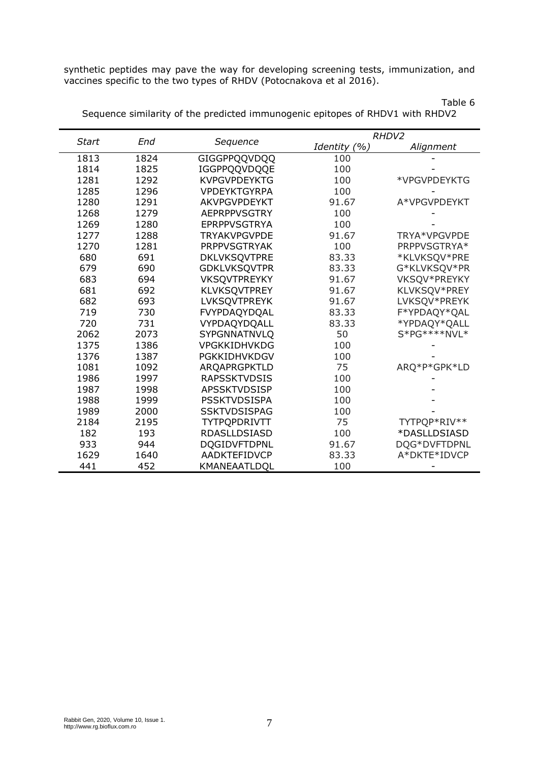synthetic peptides may pave the way for developing screening tests, immunization, and vaccines specific to the two types of RHDV (Potocnakova et al 2016).

Table 6

Sequence similarity of the predicted immunogenic epitopes of RHDV1 with RHDV2

| *Start* | *End* | *Sequence* | *RHDV2* | |
|---|---|---|---|---|
| | | | *Identity (%)* | *Alignment* |
| 1813 | 1824 | GIGGPPQQVDQQ | 100 | - |
| 1814 | 1825 | IGGPPQQVDQQE | 100 | - |
| 1281 | 1292 | KVPGVPDEYKTG | 100 | *VPGVPDEYKTG |
| 1285 | 1296 | VPDEYKTGYRPA | 100 | - |
| 1280 | 1291 | AKVPGVPDEYKT | 91.67 | A*VPGVPDEYKT |
| 1268 | 1279 | AEPRPPVSGTRY | 100 | - |
| 1269 | 1280 | EPRPPVSGTRYA | 100 | - |
| 1277 | 1288 | TRYAKVPGVPDE | 91.67 | TRYA*VPGVPDE |
| 1270 | 1281 | PRPPVSGTRYAK | 100 | PRPPVSGTRYA* |
| 680 | 691 | DKLVKSQVTPRE | 83.33 | *KLVKSQV*PRE |
| 679 | 690 | GDKLVKSQVTPR | 83.33 | G*KLVKSQV*PR |
| 683 | 694 | VKSQVTPREYKY | 91.67 | VKSQV*PREYKY |
| 681 | 692 | KLVKSQVTPREY | 91.67 | KLVKSQV*PREY |
| 682 | 693 | LVKSQVTPREYK | 91.67 | LVKSQV*PREYK |
| 719 | 730 | FVYPDAQYDQAL | 83.33 | F*YPDAQY*QAL |
| 720 | 731 | VYPDAQYDQALL | 83.33 | *YPDAQY*QALL |
| 2062 | 2073 | SYPGNNATNVLQ | 50 | S*PG****NVL* |
| 1375 | 1386 | VPGKKIDHVKDG | 100 | - |
| 1376 | 1387 | PGKKIDHVKDGV | 100 | - |
| 1081 | 1092 | ARQAPRGPKTLD | 75 | ARQ*P*GPK*LD |
| 1986 | 1997 | RAPSSKTVDSIS | 100 | - |
| 1987 | 1998 | APSSKTVDSISP | 100 | - |
| 1988 | 1999 | PSSKTVDSISPA | 100 | - |
| 1989 | 2000 | SSKTVDSISPAG | 100 | - |
| 2184 | 2195 | TYTPQPDRIVTT | 75 | TYTPQP*RIV** |
| 182 | 193 | RDASLLDSIASD | 100 | *DASLLDSIASD |
| 933 | 944 | DQGIDVFTDPNL | 91.67 | DQG*DVFTDPNL |
| 1629 | 1640 | AADKTEFIDVCP | 83.33 | A*DKTE*IDVCP |
| 441 | 452 | KMANEAATLDQL | 100 | - |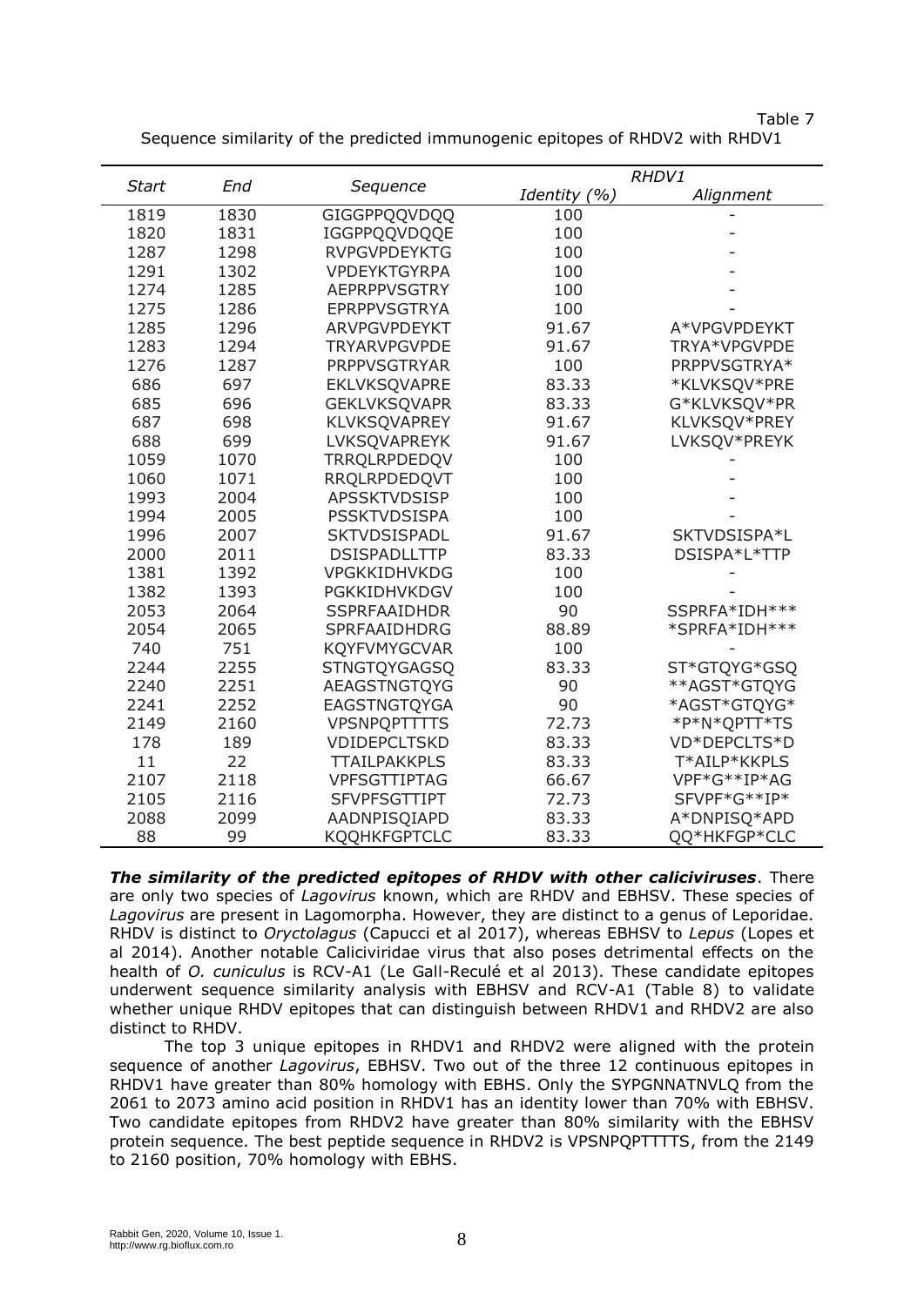Table 7

Sequence similarity of the predicted immunogenic epitopes of RHDV2 with RHDV1

| *Start* | *End* | *Sequence* | *RHDV1* | |
|---|---|---|---|---|
| | | | *Identity (%)* | *Alignment* |
| 1819 | 1830 | GIGGPPQQVDQQ | 100 | - |
| 1820 | 1831 | IGGPPQQVDQQE | 100 | - |
| 1287 | 1298 | RVPGVPDEYKTG | 100 | - |
| 1291 | 1302 | VPDEYKTGYRPA | 100 | - |
| 1274 | 1285 | AEPRPPVSGTRY | 100 | - |
| 1275 | 1286 | EPRPPVSGTRYA | 100 | - |
| 1285 | 1296 | ARVPGVPDEYKT | 91.67 | A*VPGVPDEYKT |
| 1283 | 1294 | TRYARVPGVPDE | 91.67 | TRYA*VPGVPDE |
| 1276 | 1287 | PRPPVSGTRYAR | 100 | PRPPVSGTRYA* |
| 686 | 697 | EKLVKSQVAPRE | 83.33 | *KLVKSQV*PRE |
| 685 | 696 | GEKLVKSQVAPR | 83.33 | G*KLVKSQV*PR |
| 687 | 698 | KLVKSQVAPREY | 91.67 | KLVKSQV*PREY |
| 688 | 699 | LVKSQVAPREYK | 91.67 | LVKSQV*PREYK |
| 1059 | 1070 | TRRQLRPDEDQV | 100 | - |
| 1060 | 1071 | RRQLRPDEDQVT | 100 | - |
| 1993 | 2004 | APSSKTVDSISP | 100 | - |
| 1994 | 2005 | PSSKTVDSISPA | 100 | - |
| 1996 | 2007 | SKTVDSISPADL | 91.67 | SKTVDSISPA*L |
| 2000 | 2011 | DSISPADLLTTP | 83.33 | DSISPA*L*TTP |
| 1381 | 1392 | VPGKKIDHVKDG | 100 | - |
| 1382 | 1393 | PGKKIDHVKDGV | 100 | - |
| 2053 | 2064 | SSPRFAAIDHDR | 90 | SSPRFA*IDH*** |
| 2054 | 2065 | SPRFAAIDHDRG | 88.89 | *SPRFA*IDH*** |
| 740 | 751 | KQYFVMYGCVAR | 100 | - |
| 2244 | 2255 | STNGTQYGAGSQ | 83.33 | ST*GTQYG*GSQ |
| 2240 | 2251 | AEAGSTNGTQYG | 90 | **AGST*GTQYG |
| 2241 | 2252 | EAGSTNGTQYGA | 90 | *AGST*GTQYG* |
| 2149 | 2160 | VPSNPQPTTTTS | 72.73 | *P*N*QPTT*TS |
| 178 | 189 | VDIDEPCLTSKD | 83.33 | VD*DEPCLTS*D |
| 11 | 22 | TTAILPAKKPLS | 83.33 | T*AILP*KKPLS |
| 2107 | 2118 | VPFSGTTIPTAG | 66.67 | VPF*G**IP*AG |
| 2105 | 2116 | SFVPFSGTTIPT | 72.73 | SFVPF*G**IP* |
| 2088 | 2099 | AADNPISQIAPD | 83.33 | A*DNPISQ*APD |
| 88 | 99 | KQQHKFGPTCLC | 83.33 | QQ*HKFGP*CLC |

***The similarity of the predicted epitopes of RHDV with other caliciviruses***. There are only two species of *Lagovirus* known, which are RHDV and EBHSV. These species of *Lagovirus* are present in Lagomorpha. However, they are distinct to a genus of Leporidae. RHDV is distinct to *Oryctolagus* (Capucci et al 2017), whereas EBHSV to *Lepus* (Lopes et al 2014). Another notable Caliciviridae virus that also poses detrimental effects on the health of *O. cuniculus* is RCV-A1 (Le Gall-Reculé et al 2013). These candidate epitopes underwent sequence similarity analysis with EBHSV and RCV-A1 (Table 8) to validate whether unique RHDV epitopes that can distinguish between RHDV1 and RHDV2 are also distinct to RHDV.

The top 3 unique epitopes in RHDV1 and RHDV2 were aligned with the protein sequence of another *Lagovirus*, EBHSV. Two out of the three 12 continuous epitopes in RHDV1 have greater than 80% homology with EBHS. Only the SYPGNNATNVLQ from the 2061 to 2073 amino acid position in RHDV1 has an identity lower than 70% with EBHSV. Two candidate epitopes from RHDV2 have greater than 80% similarity with the EBHSV protein sequence. The best peptide sequence in RHDV2 is VPSNPQPTTTTS, from the 2149 to 2160 position, 70% homology with EBHS.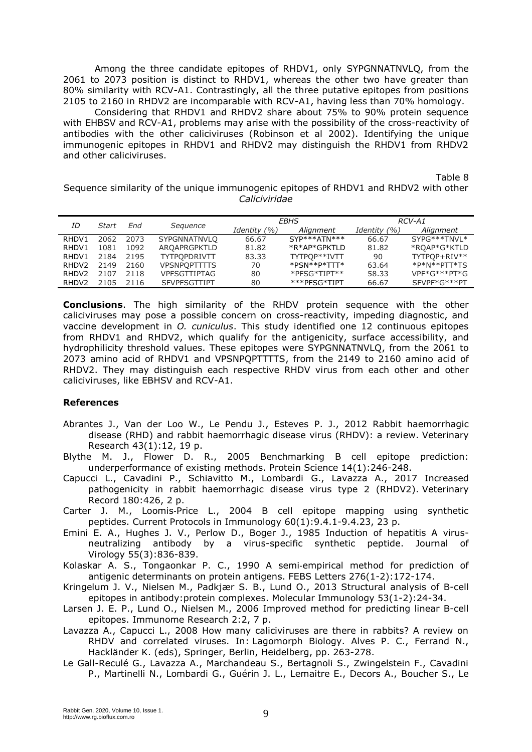Among the three candidate epitopes of RHDV1, only SYPGNNATNVLQ, from the 2061 to 2073 position is distinct to RHDV1, whereas the other two have greater than 80% similarity with RCV-A1. Contrastingly, all the three putative epitopes from positions 2105 to 2160 in RHDV2 are incomparable with RCV-A1, having less than 70% homology.

Considering that RHDV1 and RHDV2 share about 75% to 90% protein sequence with EHBSV and RCV-A1, problems may arise with the possibility of the cross-reactivity of antibodies with the other caliciviruses (Robinson et al 2002). Identifying the unique immunogenic epitopes in RHDV1 and RHDV2 may distinguish the RHDV1 from RHDV2 and other caliciviruses.

Table 8

Sequence similarity of the unique immunogenic epitopes of RHDV1 and RHDV2 with other *Caliciviridae*

| ID | Start | End | Sequence | EBHS | | RCV-A1 | |
|---|---|---|---|---|---|---|---|
| | | | | Identity (%) | Alignment | Identity (%) | Alignment |
| RHDV1 | 2062 | 2073 | SYPGNNATNVLQ | 66.67 | SYP***ATN*** | 66.67 | SYPG***TNVL* |
| RHDV1 | 1081 | 1092 | ARQAPRGPKTLD | 81.82 | *R*AP*GPKTLD | 81.82 | *RQAP*G*KTLD |
| RHDV1 | 2184 | 2195 | TYTPQPDRIVTT | 83.33 | TYTPQP**IVTT | 90 | TYTPQP+RIV** |
| RHDV2 | 2149 | 2160 | VPSNPQPTTTTS | 70 | *PSN**P*TTT* | 63.64 | *P*N**PTT*TS |
| RHDV2 | 2107 | 2118 | VPFSGTTIPTAG | 80 | *PFSG*TIPT** | 58.33 | VPF*G***PT*G |
| RHDV2 | 2105 | 2116 | SFVPFSGTTIPT | 80 | ***PFSG*TIPT | 66.67 | SFVPF*G***PT |

**Conclusions**. The high similarity of the RHDV protein sequence with the other caliciviruses may pose a possible concern on cross-reactivity, impeding diagnostic, and vaccine development in *O. cuniculus*. This study identified one 12 continuous epitopes from RHDV1 and RHDV2, which qualify for the antigenicity, surface accessibility, and hydrophilicity threshold values. These epitopes were SYPGNNATNVLQ, from the 2061 to 2073 amino acid of RHDV1 and VPSNPQPTTTTS, from the 2149 to 2160 amino acid of RHDV2. They may distinguish each respective RHDV virus from each other and other caliciviruses, like EBHSV and RCV-A1.

## References

Abrantes J., Van der Loo W., Le Pendu J., Esteves P. J., 2012 Rabbit haemorrhagic disease (RHD) and rabbit haemorrhagic disease virus (RHDV): a review. Veterinary Research 43(1):12, 19 p.

Blythe M. J., Flower D. R., 2005 Benchmarking B cell epitope prediction: underperformance of existing methods. Protein Science 14(1):246-248.

Capucci L., Cavadini P., Schiavitto M., Lombardi G., Lavazza A., 2017 Increased pathogenicity in rabbit haemorrhagic disease virus type 2 (RHDV2). Veterinary Record 180:426, 2 p.

Carter J. M., Loomis-Price L., 2004 B cell epitope mapping using synthetic peptides. Current Protocols in Immunology 60(1):9.4.1-9.4.23, 23 p.

Emini E. A., Hughes J. V., Perlow D., Boger J., 1985 Induction of hepatitis A virus-neutralizing antibody by a virus-specific synthetic peptide. Journal of Virology 55(3):836-839.

Kolaskar A. S., Tongaonkar P. C., 1990 A semi-empirical method for prediction of antigenic determinants on protein antigens. FEBS Letters 276(1-2):172-174.

Kringelum J. V., Nielsen M., Padkjær S. B., Lund O., 2013 Structural analysis of B-cell epitopes in antibody:protein complexes. Molecular Immunology 53(1-2):24-34.

Larsen J. E. P., Lund O., Nielsen M., 2006 Improved method for predicting linear B-cell epitopes. Immunome Research 2:2, 7 p.

Lavazza A., Capucci L., 2008 How many caliciviruses are there in rabbits? A review on RHDV and correlated viruses. In: Lagomorph Biology. Alves P. C., Ferrand N., Hackländer K. (eds), Springer, Berlin, Heidelberg, pp. 263-278.

Le Gall-Reculé G., Lavazza A., Marchandeau S., Bertagnoli S., Zwingelstein F., Cavadini P., Martinelli N., Lombardi G., Guérin J. L., Lemaitre E., Decors A., Boucher S., Le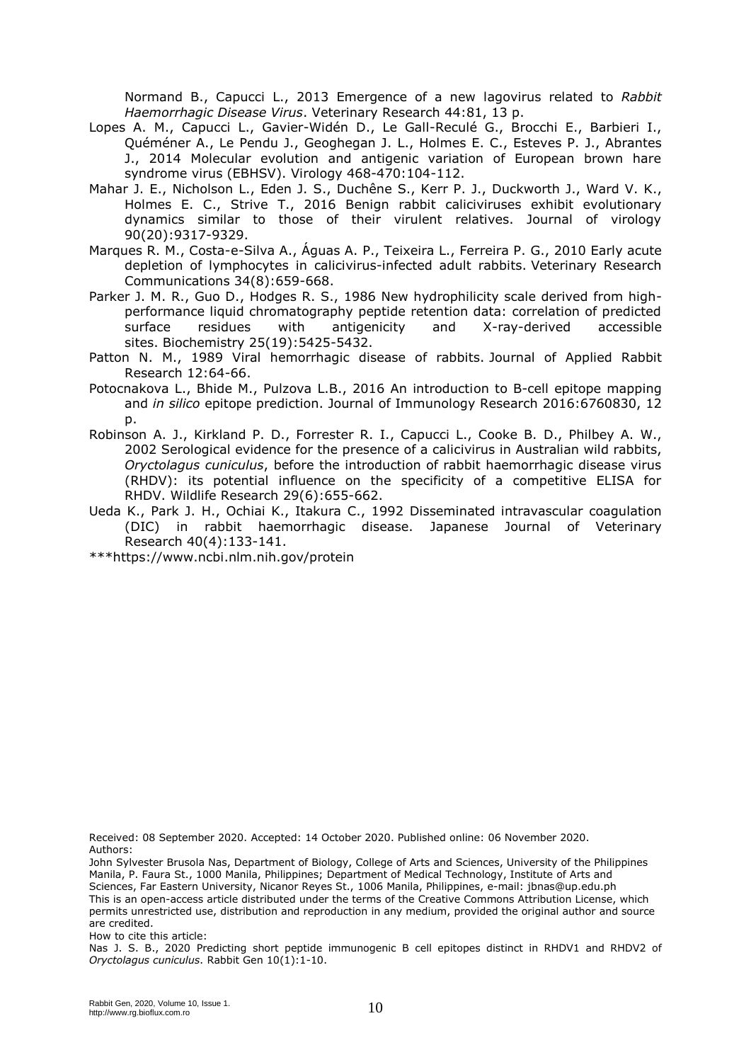Normand B., Capucci L., 2013 Emergence of a new lagovirus related to *Rabbit Haemorrhagic Disease Virus*. Veterinary Research 44:81, 13 p.

Lopes A. M., Capucci L., Gavier-Widén D., Le Gall-Reculé G., Brocchi E., Barbieri I., Quéméner A., Le Pendu J., Geoghegan J. L., Holmes E. C., Esteves P. J., Abrantes J., 2014 Molecular evolution and antigenic variation of European brown hare syndrome virus (EBHSV). Virology 468-470:104-112.

Mahar J. E., Nicholson L., Eden J. S., Duchêne S., Kerr P. J., Duckworth J., Ward V. K., Holmes E. C., Strive T., 2016 Benign rabbit caliciviruses exhibit evolutionary dynamics similar to those of their virulent relatives. Journal of virology 90(20):9317-9329.

Marques R. M., Costa-e-Silva A., Águas A. P., Teixeira L., Ferreira P. G., 2010 Early acute depletion of lymphocytes in calicivirus-infected adult rabbits. Veterinary Research Communications 34(8):659-668.

Parker J. M. R., Guo D., Hodges R. S., 1986 New hydrophilicity scale derived from high-performance liquid chromatography peptide retention data: correlation of predicted surface residues with antigenicity and X-ray-derived accessible sites. Biochemistry 25(19):5425-5432.

Patton N. M., 1989 Viral hemorrhagic disease of rabbits. Journal of Applied Rabbit Research 12:64-66.

Potocnakova L., Bhide M., Pulzova L.B., 2016 An introduction to B-cell epitope mapping and *in silico* epitope prediction. Journal of Immunology Research 2016:6760830, 12 p.

Robinson A. J., Kirkland P. D., Forrester R. I., Capucci L., Cooke B. D., Philbey A. W., 2002 Serological evidence for the presence of a calicivirus in Australian wild rabbits, *Oryctolagus cuniculus*, before the introduction of rabbit haemorrhagic disease virus (RHDV): its potential influence on the specificity of a competitive ELISA for RHDV. Wildlife Research 29(6):655-662.

Ueda K., Park J. H., Ochiai K., Itakura C., 1992 Disseminated intravascular coagulation (DIC) in rabbit haemorrhagic disease. Japanese Journal of Veterinary Research 40(4):133-141.

***https://www.ncbi.nlm.nih.gov/protein

Received: 08 September 2020. Accepted: 14 October 2020. Published online: 06 November 2020.
Authors:
John Sylvester Brusola Nas, Department of Biology, College of Arts and Sciences, University of the Philippines Manila, P. Faura St., 1000 Manila, Philippines; Department of Medical Technology, Institute of Arts and Sciences, Far Eastern University, Nicanor Reyes St., 1006 Manila, Philippines, e-mail: jbnas@up.edu.ph
This is an open-access article distributed under the terms of the Creative Commons Attribution License, which permits unrestricted use, distribution and reproduction in any medium, provided the original author and source are credited.
How to cite this article:
Nas J. S. B., 2020 Predicting short peptide immunogenic B cell epitopes distinct in RHDV1 and RHDV2 of *Oryctolagus cuniculus*. Rabbit Gen 10(1):1-10.